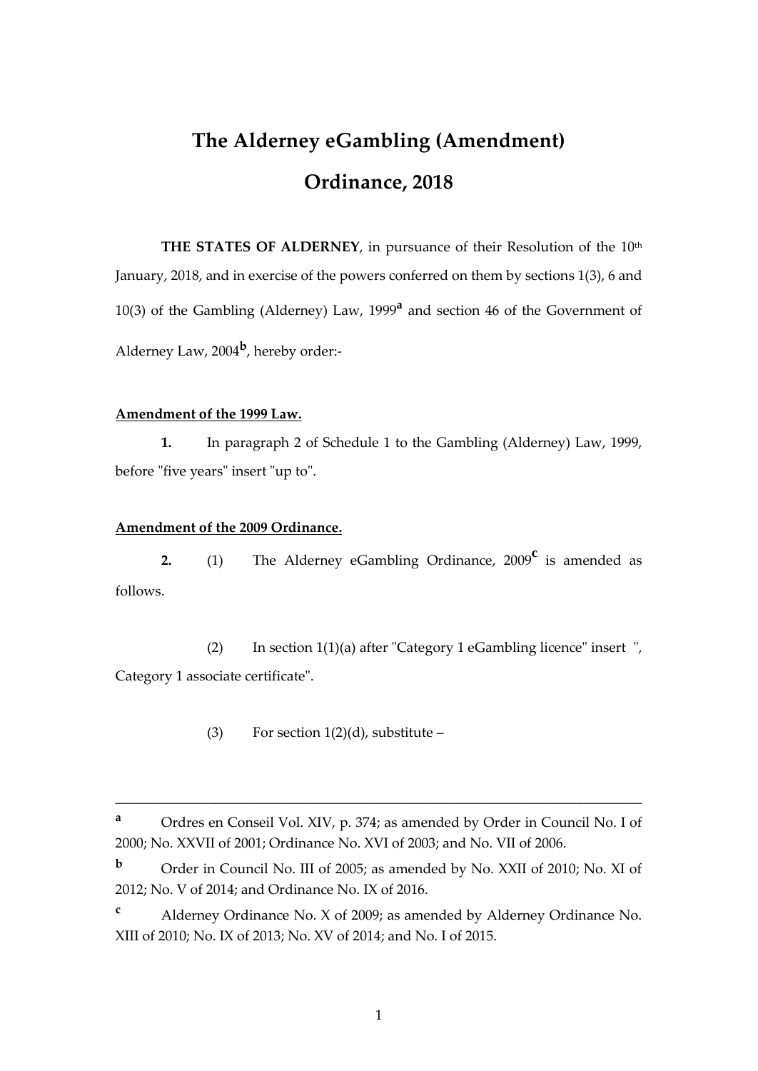# The Alderney eGambling (Amendment) Ordinance, 2018

**THE STATES OF ALDERNEY**, in pursuance of their Resolution of the 10th January, 2018, and in exercise of the powers conferred on them by sections 1(3), 6 and 10(3) of the Gambling (Alderney) Law, 1999[a] and section 46 of the Government of Alderney Law, 2004[b], hereby order:-

**Amendment of the 1999 Law.**

**1.** In paragraph 2 of Schedule 1 to the Gambling (Alderney) Law, 1999, before "five years" insert "up to".

**Amendment of the 2009 Ordinance.**

**2.** (1) The Alderney eGambling Ordinance, 2009[c] is amended as follows.

(2) In section 1(1)(a) after "Category 1 eGambling licence" insert ", Category 1 associate certificate".

(3) For section 1(2)(d), substitute –

---

[a] Ordres en Conseil Vol. XIV, p. 374; as amended by Order in Council No. I of 2000; No. XXVII of 2001; Ordinance No. XVI of 2003; and No. VII of 2006.

[b] Order in Council No. III of 2005; as amended by No. XXII of 2010; No. XI of 2012; No. V of 2014; and Ordinance No. IX of 2016.

[c] Alderney Ordinance No. X of 2009; as amended by Alderney Ordinance No. XIII of 2010; No. IX of 2013; No. XV of 2014; and No. I of 2015.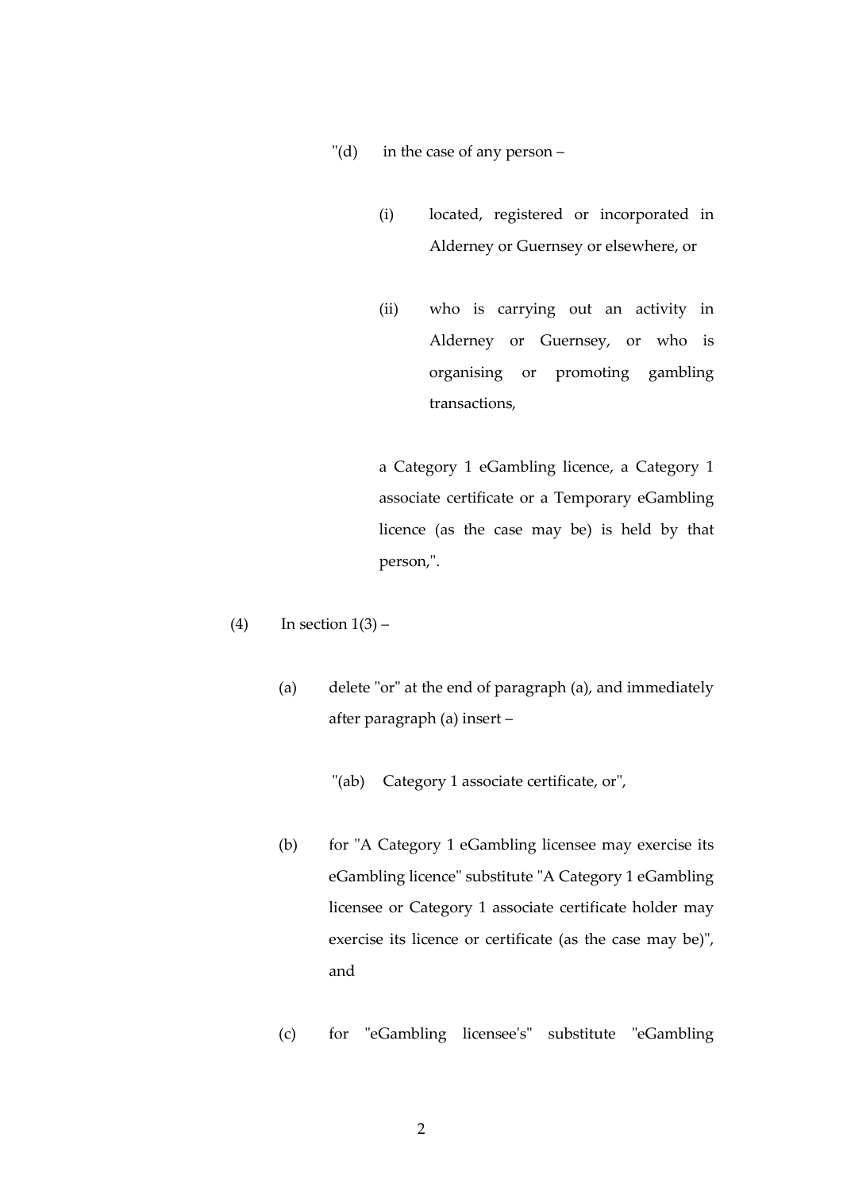"(d) in the case of any person –

(i) located, registered or incorporated in Alderney or Guernsey or elsewhere, or

(ii) who is carrying out an activity in Alderney or Guernsey, or who is organising or promoting gambling transactions,

a Category 1 eGambling licence, a Category 1 associate certificate or a Temporary eGambling licence (as the case may be) is held by that person,".

(4) In section 1(3) –

(a) delete "or" at the end of paragraph (a), and immediately after paragraph (a) insert –

"(ab) Category 1 associate certificate, or",

(b) for "A Category 1 eGambling licensee may exercise its eGambling licence" substitute "A Category 1 eGambling licensee or Category 1 associate certificate holder may exercise its licence or certificate (as the case may be)", and

(c) for "eGambling licensee's" substitute "eGambling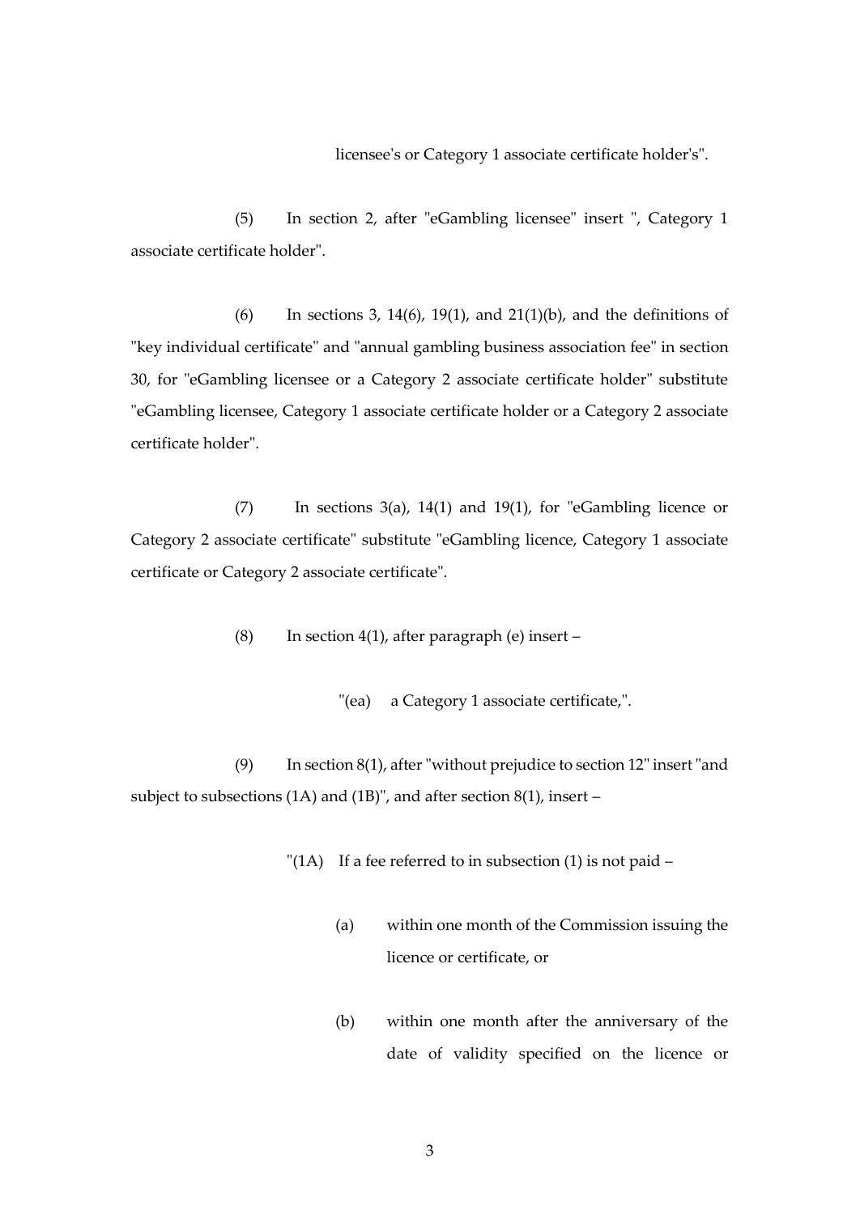licensee's or Category 1 associate certificate holder's".

(5) In section 2, after "eGambling licensee" insert ", Category 1 associate certificate holder".

(6) In sections 3, 14(6), 19(1), and 21(1)(b), and the definitions of "key individual certificate" and "annual gambling business association fee" in section 30, for "eGambling licensee or a Category 2 associate certificate holder" substitute "eGambling licensee, Category 1 associate certificate holder or a Category 2 associate certificate holder".

(7) In sections 3(a), 14(1) and 19(1), for "eGambling licence or Category 2 associate certificate" substitute "eGambling licence, Category 1 associate certificate or Category 2 associate certificate".

(8) In section 4(1), after paragraph (e) insert –

> "(ea) a Category 1 associate certificate,".

(9) In section 8(1), after "without prejudice to section 12" insert "and subject to subsections (1A) and (1B)", and after section 8(1), insert –

> "(1A) If a fee referred to in subsection (1) is not paid –
>
> (a) within one month of the Commission issuing the licence or certificate, or
>
> (b) within one month after the anniversary of the date of validity specified on the licence or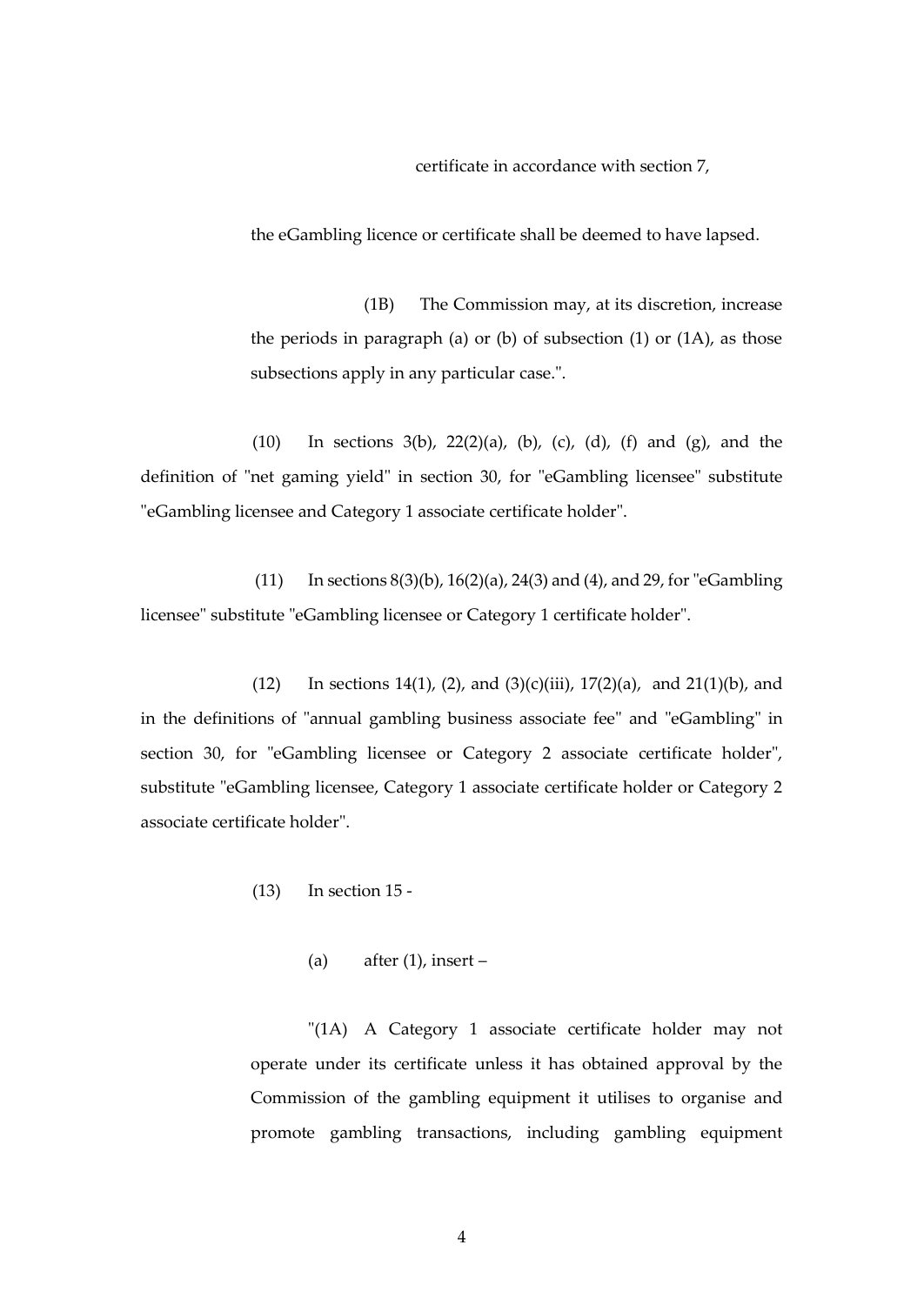certificate in accordance with section 7,

the eGambling licence or certificate shall be deemed to have lapsed.

(1B) The Commission may, at its discretion, increase the periods in paragraph (a) or (b) of subsection (1) or (1A), as those subsections apply in any particular case.".

(10) In sections 3(b), 22(2)(a), (b), (c), (d), (f) and (g), and the definition of "net gaming yield" in section 30, for "eGambling licensee" substitute "eGambling licensee and Category 1 associate certificate holder".

(11) In sections 8(3)(b), 16(2)(a), 24(3) and (4), and 29, for "eGambling licensee" substitute "eGambling licensee or Category 1 certificate holder".

(12) In sections 14(1), (2), and (3)(c)(iii), 17(2)(a), and 21(1)(b), and in the definitions of "annual gambling business associate fee" and "eGambling" in section 30, for "eGambling licensee or Category 2 associate certificate holder", substitute "eGambling licensee, Category 1 associate certificate holder or Category 2 associate certificate holder".

(13) In section 15 -

(a) after (1), insert –

"(1A) A Category 1 associate certificate holder may not operate under its certificate unless it has obtained approval by the Commission of the gambling equipment it utilises to organise and promote gambling transactions, including gambling equipment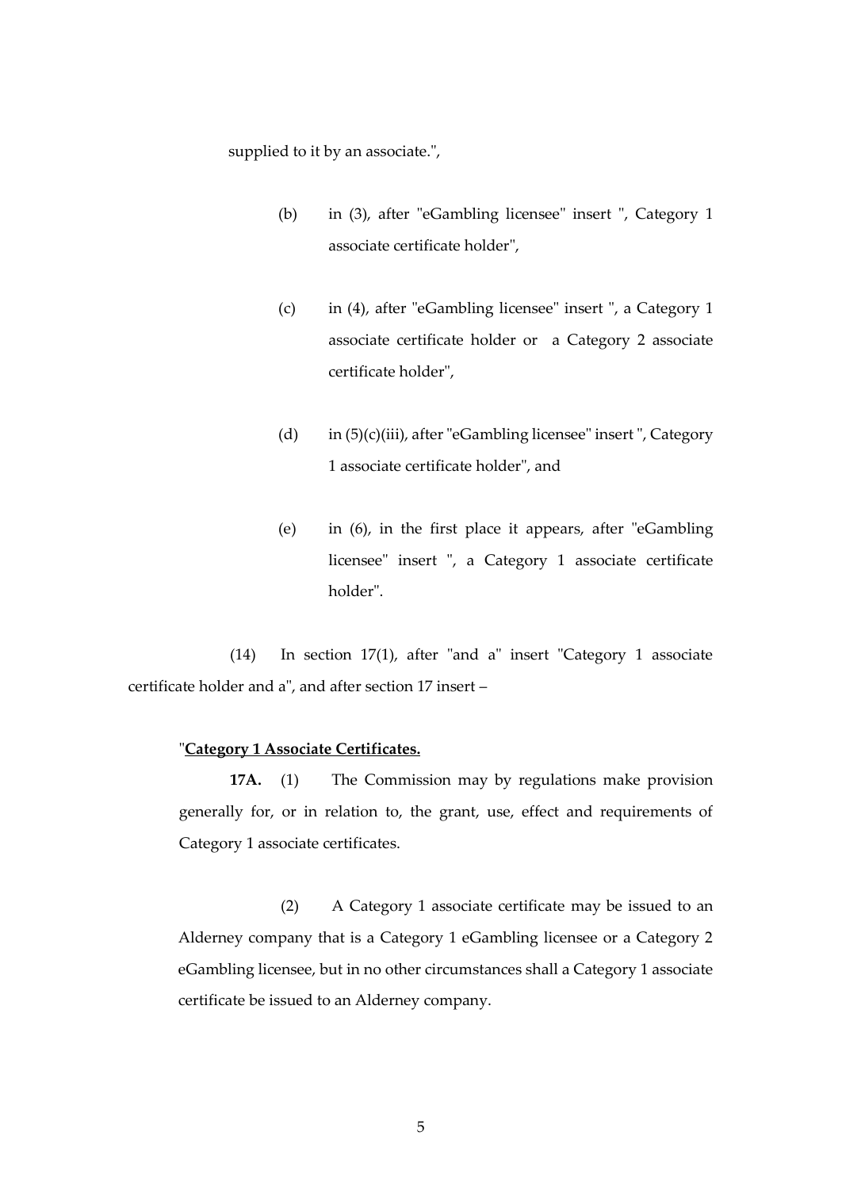supplied to it by an associate.",

(b) in (3), after "eGambling licensee" insert ", Category 1 associate certificate holder",

(c) in (4), after "eGambling licensee" insert ", a Category 1 associate certificate holder or a Category 2 associate certificate holder",

(d) in (5)(c)(iii), after "eGambling licensee" insert ", Category 1 associate certificate holder", and

(e) in (6), in the first place it appears, after "eGambling licensee" insert ", a Category 1 associate certificate holder".

(14) In section 17(1), after "and a" insert "Category 1 associate certificate holder and a", and after section 17 insert –

"**Category 1 Associate Certificates.**

**17A.** (1) The Commission may by regulations make provision generally for, or in relation to, the grant, use, effect and requirements of Category 1 associate certificates.

(2) A Category 1 associate certificate may be issued to an Alderney company that is a Category 1 eGambling licensee or a Category 2 eGambling licensee, but in no other circumstances shall a Category 1 associate certificate be issued to an Alderney company.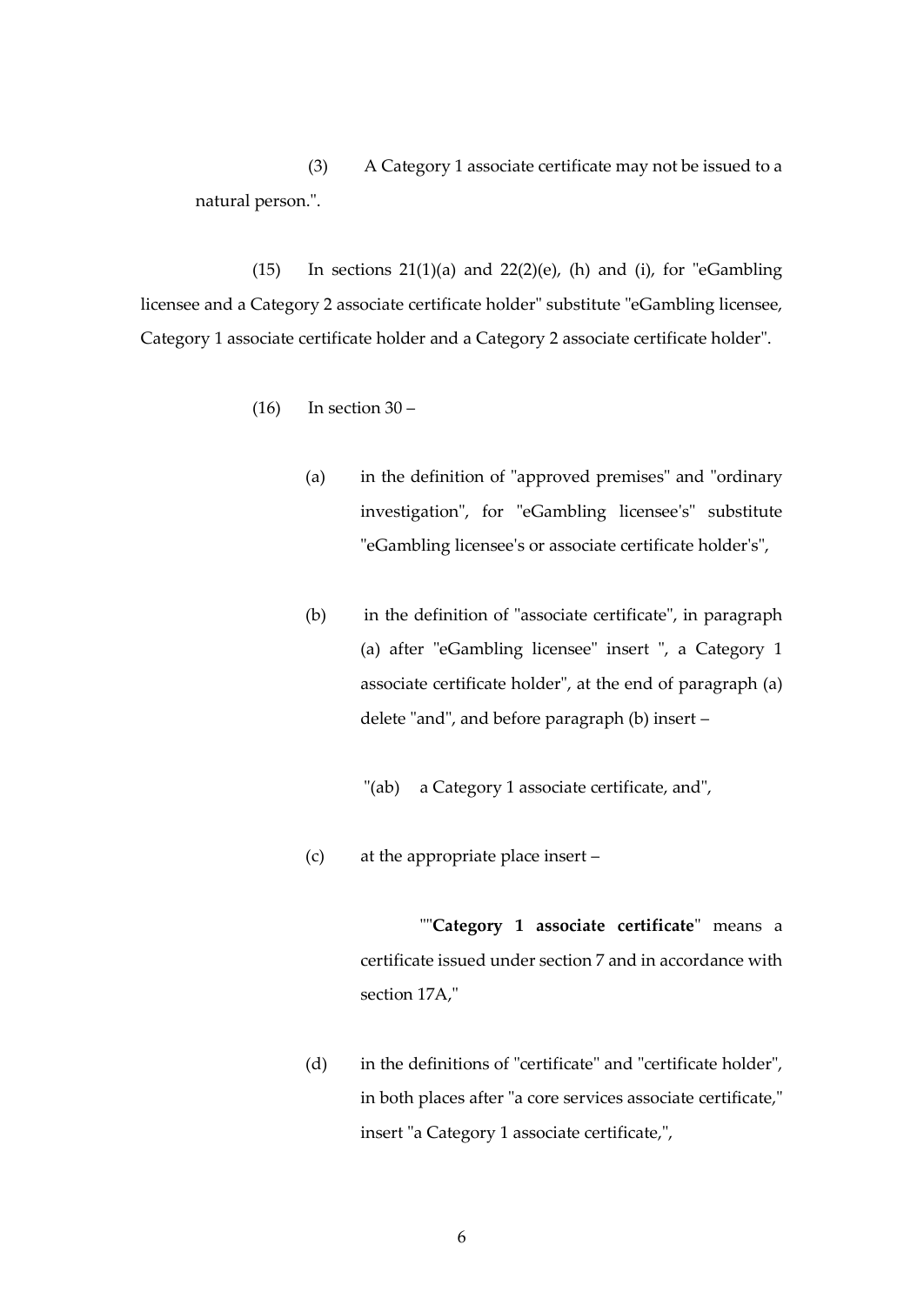(3) A Category 1 associate certificate may not be issued to a natural person.".

(15) In sections 21(1)(a) and 22(2)(e), (h) and (i), for "eGambling licensee and a Category 2 associate certificate holder" substitute "eGambling licensee, Category 1 associate certificate holder and a Category 2 associate certificate holder".

(16) In section 30 –

(a) in the definition of "approved premises" and "ordinary investigation", for "eGambling licensee's" substitute "eGambling licensee's or associate certificate holder's",

(b) in the definition of "associate certificate", in paragraph (a) after "eGambling licensee" insert ", a Category 1 associate certificate holder", at the end of paragraph (a) delete "and", and before paragraph (b) insert –

"(ab) a Category 1 associate certificate, and",

(c) at the appropriate place insert –

""**Category 1 associate certificate**" means a certificate issued under section 7 and in accordance with section 17A,"

(d) in the definitions of "certificate" and "certificate holder", in both places after "a core services associate certificate," insert "a Category 1 associate certificate,",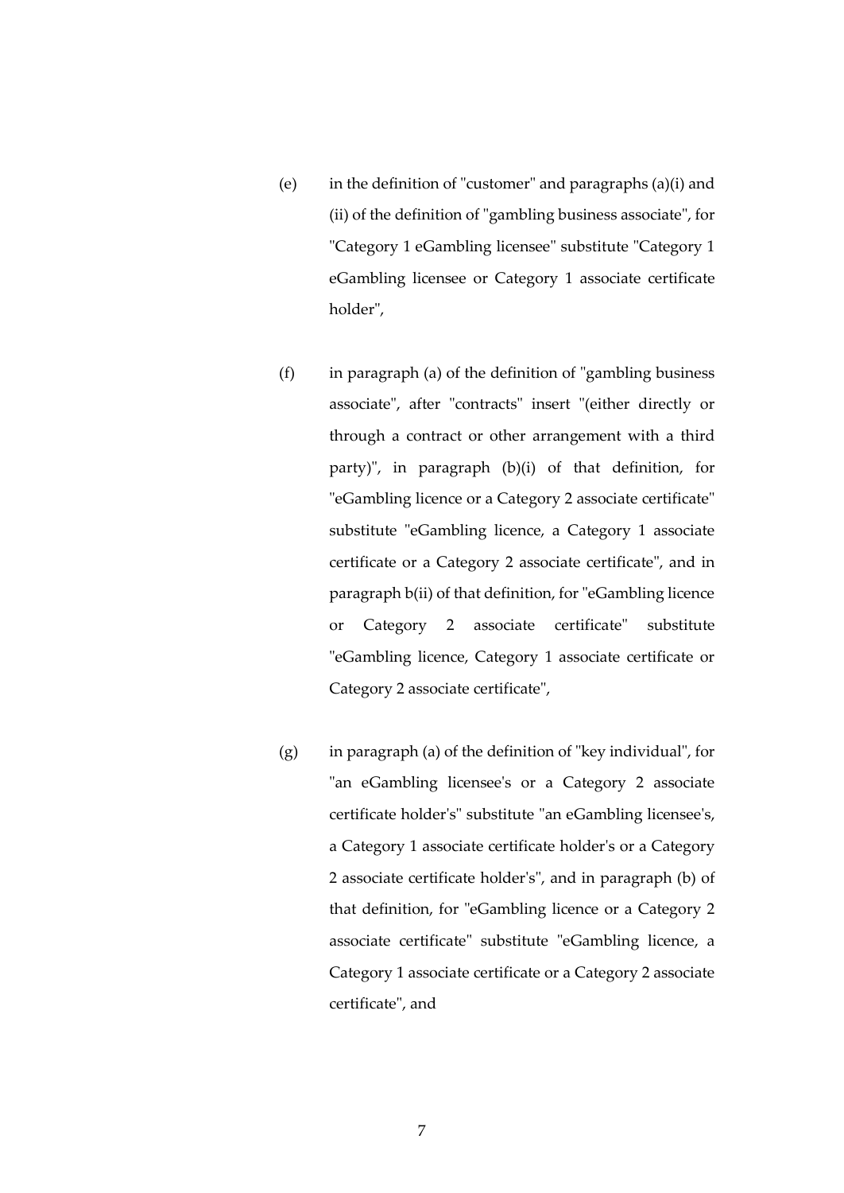(e) in the definition of "customer" and paragraphs (a)(i) and (ii) of the definition of "gambling business associate", for "Category 1 eGambling licensee" substitute "Category 1 eGambling licensee or Category 1 associate certificate holder",

(f) in paragraph (a) of the definition of "gambling business associate", after "contracts" insert "(either directly or through a contract or other arrangement with a third party)", in paragraph (b)(i) of that definition, for "eGambling licence or a Category 2 associate certificate" substitute "eGambling licence, a Category 1 associate certificate or a Category 2 associate certificate", and in paragraph b(ii) of that definition, for "eGambling licence or Category 2 associate certificate" substitute "eGambling licence, Category 1 associate certificate or Category 2 associate certificate",

(g) in paragraph (a) of the definition of "key individual", for "an eGambling licensee's or a Category 2 associate certificate holder's" substitute "an eGambling licensee's, a Category 1 associate certificate holder's or a Category 2 associate certificate holder's", and in paragraph (b) of that definition, for "eGambling licence or a Category 2 associate certificate" substitute "eGambling licence, a Category 1 associate certificate or a Category 2 associate certificate", and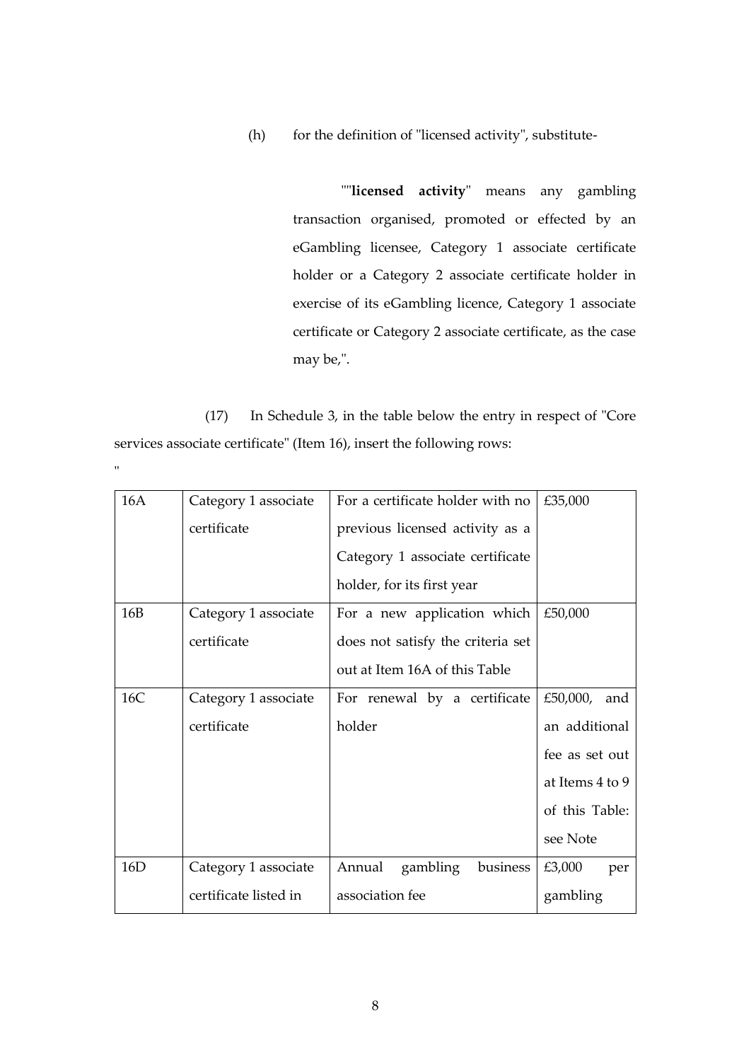(h) for the definition of "licensed activity", substitute-

""**licensed activity**" means any gambling transaction organised, promoted or effected by an eGambling licensee, Category 1 associate certificate holder or a Category 2 associate certificate holder in exercise of its eGambling licence, Category 1 associate certificate or Category 2 associate certificate, as the case may be,".

(17) In Schedule 3, in the table below the entry in respect of "Core services associate certificate" (Item 16), insert the following rows:

"

| | | | |
|---|---|---|---|
| 16A | Category 1 associate certificate | For a certificate holder with no previous licensed activity as a Category 1 associate certificate holder, for its first year | £35,000 |
| 16B | Category 1 associate certificate | For a new application which does not satisfy the criteria set out at Item 16A of this Table | £50,000 |
| 16C | Category 1 associate certificate | For renewal by a certificate holder | £50,000, and an additional fee as set out at Items 4 to 9 of this Table: see Note |
| 16D | Category 1 associate certificate listed in | Annual gambling business association fee | £3,000 per gambling |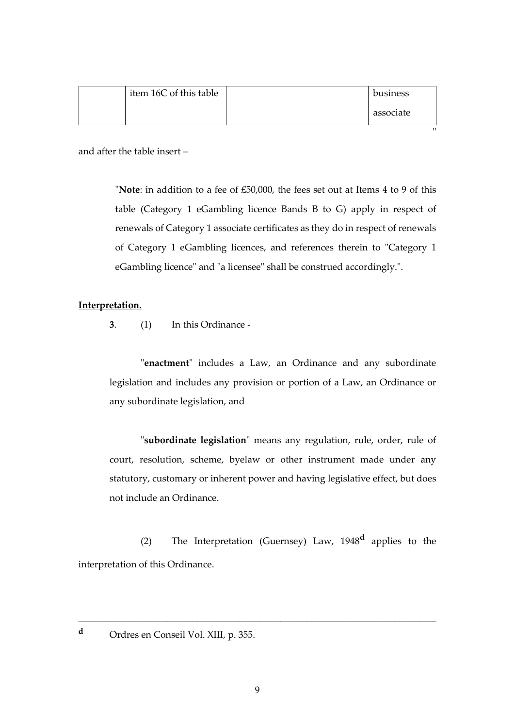| | item 16C of this table | | business associate |
| --- | --- | --- | --- |

"

and after the table insert –

> "**Note**: in addition to a fee of £50,000, the fees set out at Items 4 to 9 of this table (Category 1 eGambling licence Bands B to G) apply in respect of renewals of Category 1 associate certificates as they do in respect of renewals of Category 1 eGambling licences, and references therein to "Category 1 eGambling licence" and "a licensee" shall be construed accordingly.".

**Interpretation.**

**3**. (1) In this Ordinance -

"**enactment**" includes a Law, an Ordinance and any subordinate legislation and includes any provision or portion of a Law, an Ordinance or any subordinate legislation, and

"**subordinate legislation**" means any regulation, rule, order, rule of court, resolution, scheme, byelaw or other instrument made under any statutory, customary or inherent power and having legislative effect, but does not include an Ordinance.

(2) The Interpretation (Guernsey) Law, 1948[d] applies to the interpretation of this Ordinance.

---

[d] Ordres en Conseil Vol. XIII, p. 355.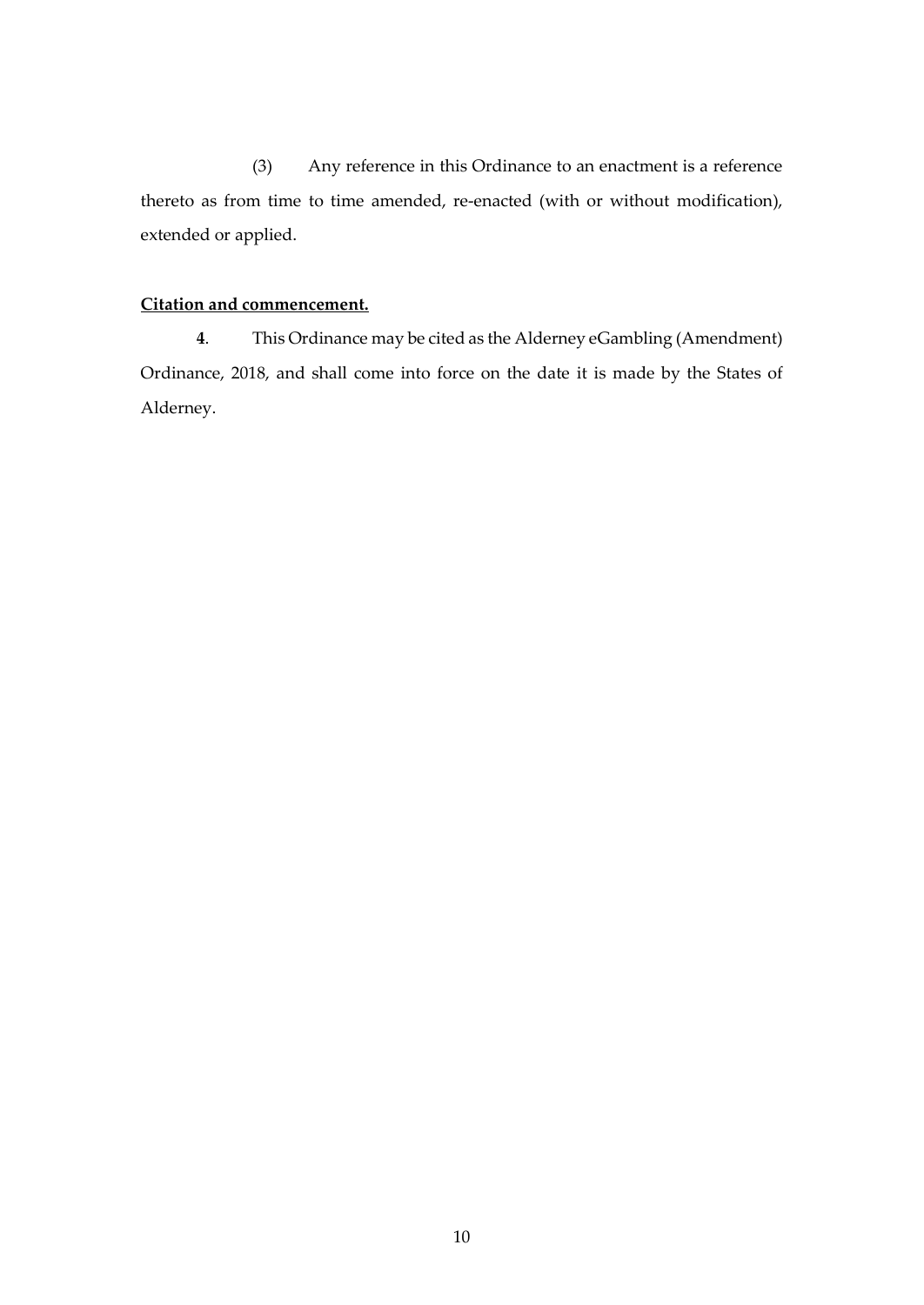(3) Any reference in this Ordinance to an enactment is a reference thereto as from time to time amended, re-enacted (with or without modification), extended or applied.

**Citation and commencement.**

**4**. This Ordinance may be cited as the Alderney eGambling (Amendment) Ordinance, 2018, and shall come into force on the date it is made by the States of Alderney.